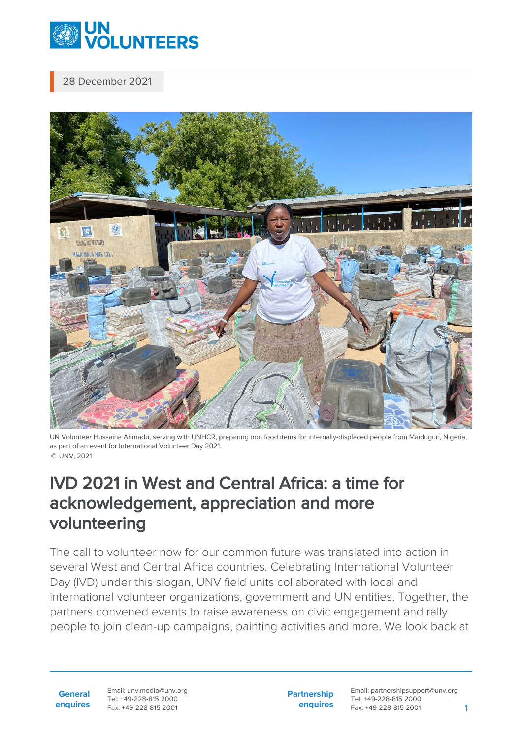28 December 2021

UN Volunteer Hussaina Ahmadu, serving with UNHCR, preparing non food items for internally-displaced people from Maiduguri, Nigeria, as part of an event for International Volunteer Day 2021.
© UNV, 2021

# IVD 2021 in West and Central Africa: a time for acknowledgement, appreciation and more volunteering

The call to volunteer now for our common future was translated into action in several West and Central Africa countries. Celebrating International Volunteer Day (IVD) under this slogan, UNV field units collaborated with local and international volunteer organizations, government and UN entities. Together, the partners convened events to raise awareness on civic engagement and rally people to join clean-up campaigns, painting activities and more. We look back at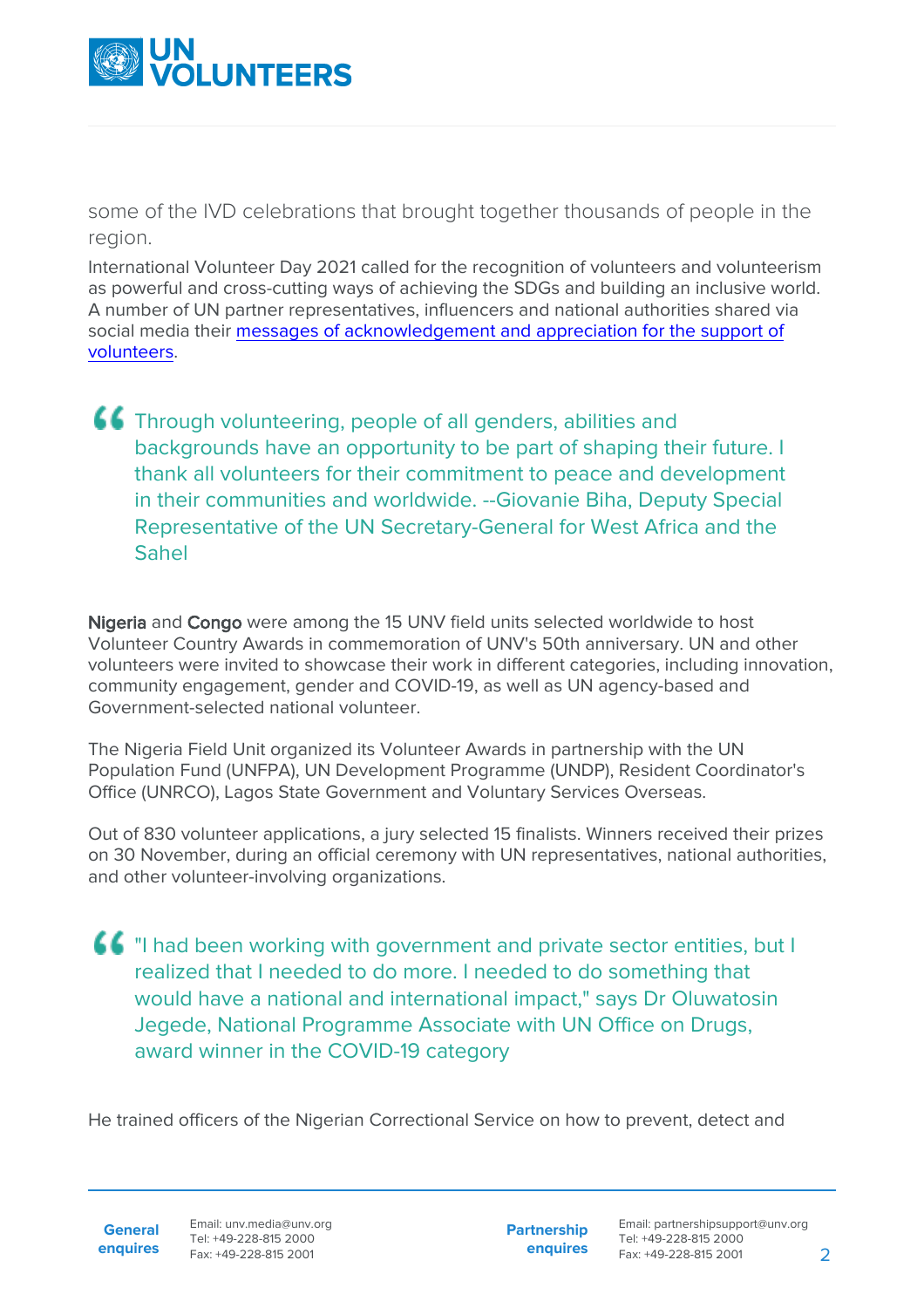some of the IVD celebrations that brought together thousands of people in the region.

International Volunteer Day 2021 called for the recognition of volunteers and volunteerism as powerful and cross-cutting ways of achieving the SDGs and building an inclusive world. A number of UN partner representatives, influencers and national authorities shared via social media their messages of acknowledgement and appreciation for the support of volunteers.

> Through volunteering, people of all genders, abilities and backgrounds have an opportunity to be part of shaping their future. I thank all volunteers for their commitment to peace and development in their communities and worldwide. --Giovanie Biha, Deputy Special Representative of the UN Secretary-General for West Africa and the Sahel

**Nigeria** and **Congo** were among the 15 UNV field units selected worldwide to host Volunteer Country Awards in commemoration of UNV's 50th anniversary. UN and other volunteers were invited to showcase their work in different categories, including innovation, community engagement, gender and COVID-19, as well as UN agency-based and Government-selected national volunteer.

The Nigeria Field Unit organized its Volunteer Awards in partnership with the UN Population Fund (UNFPA), UN Development Programme (UNDP), Resident Coordinator's Office (UNRCO), Lagos State Government and Voluntary Services Overseas.

Out of 830 volunteer applications, a jury selected 15 finalists. Winners received their prizes on 30 November, during an official ceremony with UN representatives, national authorities, and other volunteer-involving organizations.

> "I had been working with government and private sector entities, but I realized that I needed to do more. I needed to do something that would have a national and international impact," says Dr Oluwatosin Jegede, National Programme Associate with UN Office on Drugs, award winner in the COVID-19 category

He trained officers of the Nigerian Correctional Service on how to prevent, detect and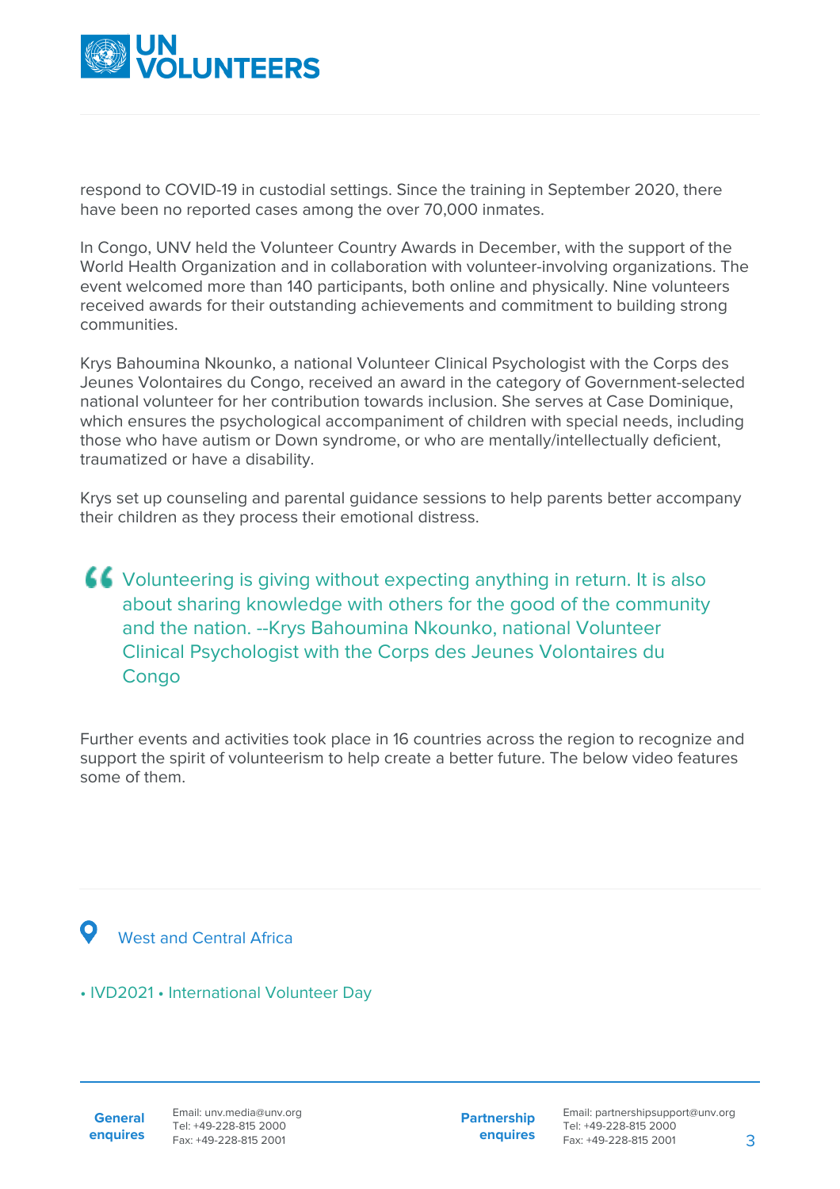respond to COVID-19 in custodial settings. Since the training in September 2020, there have been no reported cases among the over 70,000 inmates.

In Congo, UNV held the Volunteer Country Awards in December, with the support of the World Health Organization and in collaboration with volunteer-involving organizations. The event welcomed more than 140 participants, both online and physically. Nine volunteers received awards for their outstanding achievements and commitment to building strong communities.

Krys Bahoumina Nkounko, a national Volunteer Clinical Psychologist with the Corps des Jeunes Volontaires du Congo, received an award in the category of Government-selected national volunteer for her contribution towards inclusion. She serves at Case Dominique, which ensures the psychological accompaniment of children with special needs, including those who have autism or Down syndrome, or who are mentally/intellectually deficient, traumatized or have a disability.

Krys set up counseling and parental guidance sessions to help parents better accompany their children as they process their emotional distress.

> Volunteering is giving without expecting anything in return. It is also about sharing knowledge with others for the good of the community and the nation. --Krys Bahoumina Nkounko, national Volunteer Clinical Psychologist with the Corps des Jeunes Volontaires du Congo

Further events and activities took place in 16 countries across the region to recognize and support the spirit of volunteerism to help create a better future. The below video features some of them.

West and Central Africa

• IVD2021 • International Volunteer Day

**General enquires**
Email: unv.media@unv.org
Tel: +49-228-815 2000
Fax: +49-228-815 2001

**Partnership enquires**
Email: partnershipsupport@unv.org
Tel: +49-228-815 2000
Fax: +49-228-815 2001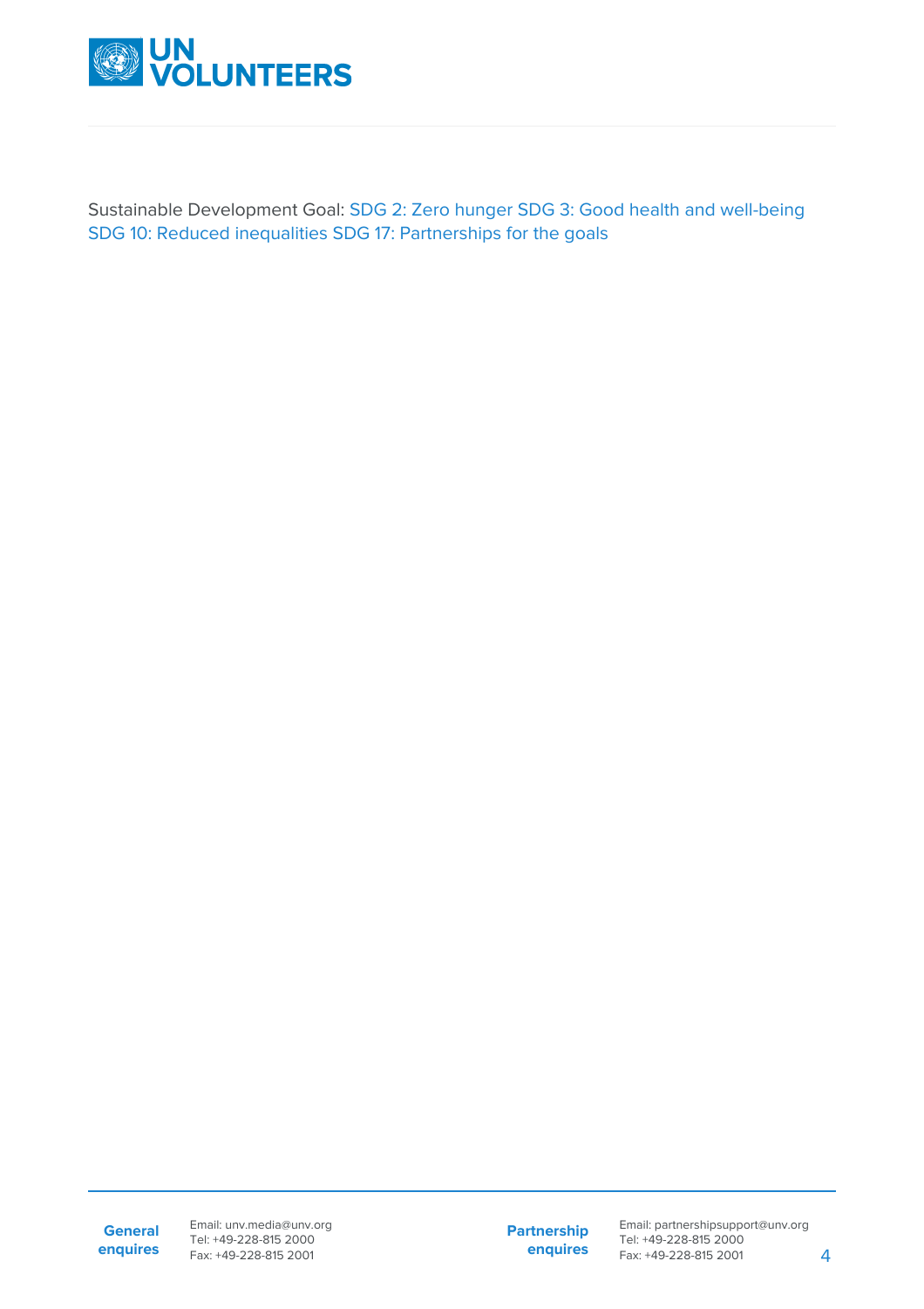Sustainable Development Goal: SDG 2: Zero hunger SDG 3: Good health and well-being SDG 10: Reduced inequalities SDG 17: Partnerships for the goals